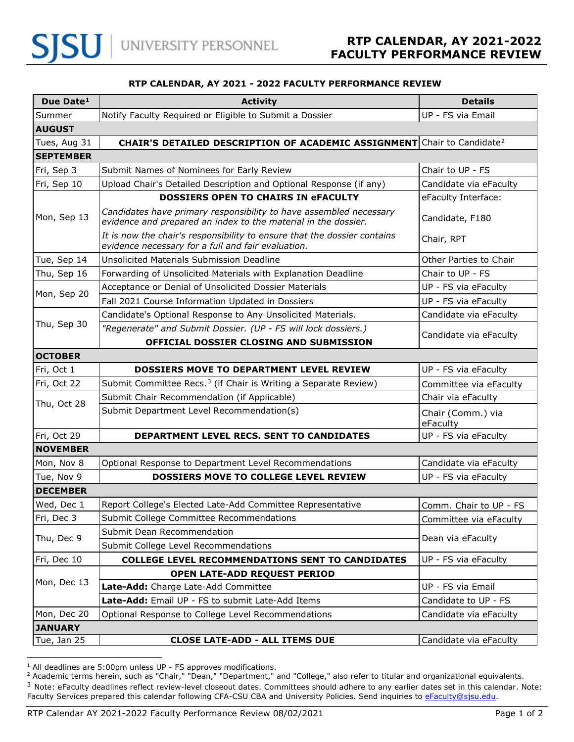# RTP CALENDAR, AY 2021-2022 FACULTY PERFORMANCE REVIEW

**RTP CALENDAR, AY 2021 - 2022 FACULTY PERFORMANCE REVIEW**

| Due Date[1] | Activity | Details |
|---|---|---|
| Summer | Notify Faculty Required or Eligible to Submit a Dossier | UP - FS via Email |
| **AUGUST** | | |
| Tues, Aug 31 | **CHAIR'S DETAILED DESCRIPTION OF ACADEMIC ASSIGNMENT** | Chair to Candidate[2] |
| **SEPTEMBER** | | |
| Fri, Sep 3 | Submit Names of Nominees for Early Review | Chair to UP - FS |
| Fri, Sep 10 | Upload Chair's Detailed Description and Optional Response (if any) | Candidate via eFaculty |
| Mon, Sep 13 | **DOSSIERS OPEN TO CHAIRS IN eFACULTY** | eFaculty Interface: |
| | *Candidates have primary responsibility to have assembled necessary evidence and prepared an index to the material in the dossier.* | Candidate, F180 |
| | *It is now the chair's responsibility to ensure that the dossier contains evidence necessary for a full and fair evaluation.* | Chair, RPT |
| Tue, Sep 14 | Unsolicited Materials Submission Deadline | Other Parties to Chair |
| Thu, Sep 16 | Forwarding of Unsolicited Materials with Explanation Deadline | Chair to UP - FS |
| Mon, Sep 20 | Acceptance or Denial of Unsolicited Dossier Materials | UP - FS via eFaculty |
| | Fall 2021 Course Information Updated in Dossiers | UP - FS via eFaculty |
| Thu, Sep 30 | Candidate's Optional Response to Any Unsolicited Materials. | Candidate via eFaculty |
| | *"Regenerate" and Submit Dossier. (UP - FS will lock dossiers.)* **OFFICIAL DOSSIER CLOSING AND SUBMISSION** | Candidate via eFaculty |
| **OCTOBER** | | |
| Fri, Oct 1 | **DOSSIERS MOVE TO DEPARTMENT LEVEL REVIEW** | UP - FS via eFaculty |
| Fri, Oct 22 | Submit Committee Recs.[3] (if Chair is Writing a Separate Review) | Committee via eFaculty |
| Thu, Oct 28 | Submit Chair Recommendation (if Applicable) | Chair via eFaculty |
| | Submit Department Level Recommendation(s) | Chair (Comm.) via eFaculty |
| Fri, Oct 29 | **DEPARTMENT LEVEL RECS. SENT TO CANDIDATES** | UP - FS via eFaculty |
| **NOVEMBER** | | |
| Mon, Nov 8 | Optional Response to Department Level Recommendations | Candidate via eFaculty |
| Tue, Nov 9 | **DOSSIERS MOVE TO COLLEGE LEVEL REVIEW** | UP - FS via eFaculty |
| **DECEMBER** | | |
| Wed, Dec 1 | Report College's Elected Late-Add Committee Representative | Comm. Chair to UP - FS |
| Fri, Dec 3 | Submit College Committee Recommendations | Committee via eFaculty |
| Thu, Dec 9 | Submit Dean Recommendation | Dean via eFaculty |
| | Submit College Level Recommendations | |
| Fri, Dec 10 | **COLLEGE LEVEL RECOMMENDATIONS SENT TO CANDIDATES** | UP - FS via eFaculty |
| Mon, Dec 13 | **OPEN LATE-ADD REQUEST PERIOD** | |
| | **Late-Add:** Charge Late-Add Committee | UP - FS via Email |
| | **Late-Add:** Email UP - FS to submit Late-Add Items | Candidate to UP - FS |
| Mon, Dec 20 | Optional Response to College Level Recommendations | Candidate via eFaculty |
| **JANUARY** | | |
| Tue, Jan 25 | **CLOSE LATE-ADD - ALL ITEMS DUE** | Candidate via eFaculty |

[1] All deadlines are 5:00pm unless UP - FS approves modifications.
[2] Academic terms herein, such as "Chair," "Dean," "Department," and "College," also refer to titular and organizational equivalents.
[3] Note: eFaculty deadlines reflect review-level closeout dates. Committees should adhere to any earlier dates set in this calendar. Note: Faculty Services prepared this calendar following CFA-CSU CBA and University Policies. Send inquiries to eFaculty@sjsu.edu.

RTP Calendar AY 2021-2022 Faculty Performance Review 08/02/2021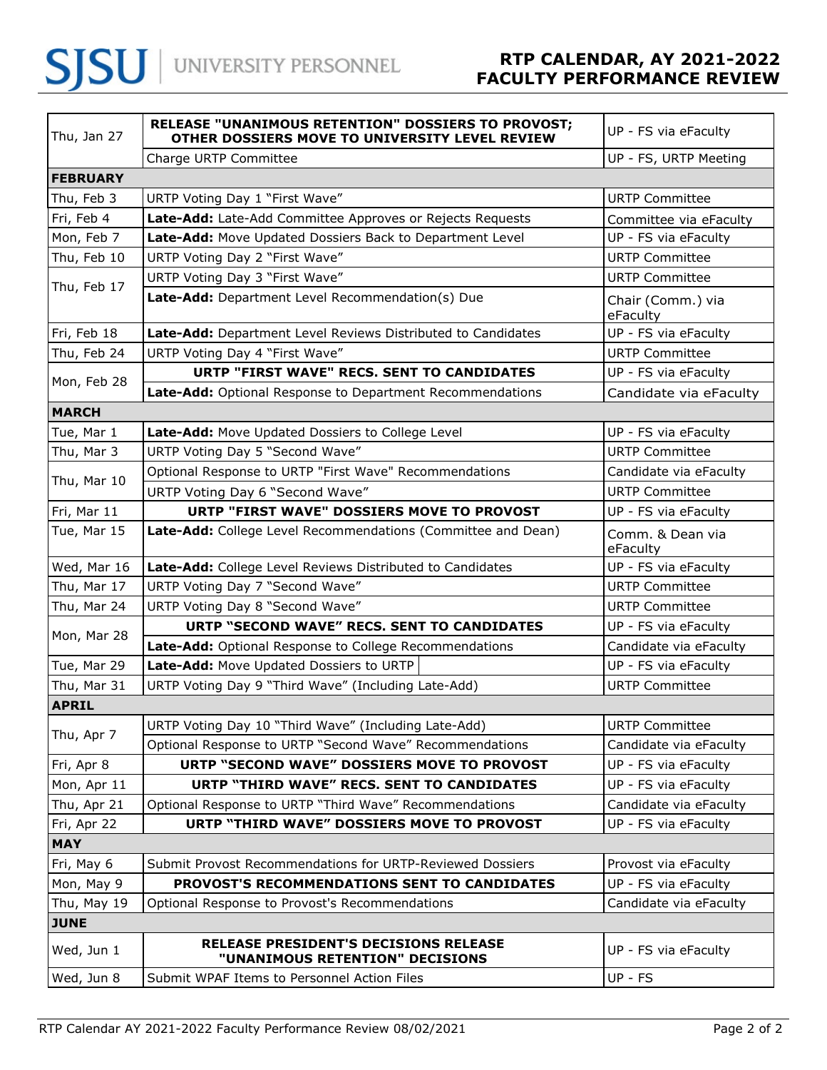| | | |
|---|---|---|
| Thu, Jan 27 | **RELEASE "UNANIMOUS RETENTION" DOSSIERS TO PROVOST; OTHER DOSSIERS MOVE TO UNIVERSITY LEVEL REVIEW** | UP - FS via eFaculty |
| | Charge URTP Committee | UP - FS, URTP Meeting |
| **FEBRUARY** | | |
| Thu, Feb 3 | URTP Voting Day 1 "First Wave" | URTP Committee |
| Fri, Feb 4 | **Late-Add:** Late-Add Committee Approves or Rejects Requests | Committee via eFaculty |
| Mon, Feb 7 | **Late-Add:** Move Updated Dossiers Back to Department Level | UP - FS via eFaculty |
| Thu, Feb 10 | URTP Voting Day 2 "First Wave" | URTP Committee |
| Thu, Feb 17 | URTP Voting Day 3 "First Wave" | URTP Committee |
| | **Late-Add:** Department Level Recommendation(s) Due | Chair (Comm.) via eFaculty |
| Fri, Feb 18 | **Late-Add:** Department Level Reviews Distributed to Candidates | UP - FS via eFaculty |
| Thu, Feb 24 | URTP Voting Day 4 "First Wave" | URTP Committee |
| Mon, Feb 28 | **URTP "FIRST WAVE" RECS. SENT TO CANDIDATES** | UP - FS via eFaculty |
| | **Late-Add:** Optional Response to Department Recommendations | Candidate via eFaculty |
| **MARCH** | | |
| Tue, Mar 1 | **Late-Add:** Move Updated Dossiers to College Level | UP - FS via eFaculty |
| Thu, Mar 3 | URTP Voting Day 5 "Second Wave" | URTP Committee |
| Thu, Mar 10 | Optional Response to URTP "First Wave" Recommendations | Candidate via eFaculty |
| | URTP Voting Day 6 "Second Wave" | URTP Committee |
| Fri, Mar 11 | **URTP "FIRST WAVE" DOSSIERS MOVE TO PROVOST** | UP - FS via eFaculty |
| Tue, Mar 15 | **Late-Add:** College Level Recommendations (Committee and Dean) | Comm. & Dean via eFaculty |
| Wed, Mar 16 | **Late-Add:** College Level Reviews Distributed to Candidates | UP - FS via eFaculty |
| Thu, Mar 17 | URTP Voting Day 7 "Second Wave" | URTP Committee |
| Thu, Mar 24 | URTP Voting Day 8 "Second Wave" | URTP Committee |
| Mon, Mar 28 | **URTP "SECOND WAVE" RECS. SENT TO CANDIDATES** | UP - FS via eFaculty |
| | **Late-Add:** Optional Response to College Recommendations | Candidate via eFaculty |
| Tue, Mar 29 | **Late-Add:** Move Updated Dossiers to URTP | UP - FS via eFaculty |
| Thu, Mar 31 | URTP Voting Day 9 "Third Wave" (Including Late-Add) | URTP Committee |
| **APRIL** | | |
| Thu, Apr 7 | URTP Voting Day 10 "Third Wave" (Including Late-Add) | URTP Committee |
| | Optional Response to URTP "Second Wave" Recommendations | Candidate via eFaculty |
| Fri, Apr 8 | **URTP "SECOND WAVE" DOSSIERS MOVE TO PROVOST** | UP - FS via eFaculty |
| Mon, Apr 11 | **URTP "THIRD WAVE" RECS. SENT TO CANDIDATES** | UP - FS via eFaculty |
| Thu, Apr 21 | Optional Response to URTP "Third Wave" Recommendations | Candidate via eFaculty |
| Fri, Apr 22 | **URTP "THIRD WAVE" DOSSIERS MOVE TO PROVOST** | UP - FS via eFaculty |
| **MAY** | | |
| Fri, May 6 | Submit Provost Recommendations for URTP-Reviewed Dossiers | Provost via eFaculty |
| Mon, May 9 | **PROVOST'S RECOMMENDATIONS SENT TO CANDIDATES** | UP - FS via eFaculty |
| Thu, May 19 | Optional Response to Provost's Recommendations | Candidate via eFaculty |
| **JUNE** | | |
| Wed, Jun 1 | **RELEASE PRESIDENT'S DECISIONS RELEASE "UNANIMOUS RETENTION" DECISIONS** | UP - FS via eFaculty |
| Wed, Jun 8 | Submit WPAF Items to Personnel Action Files | UP - FS |